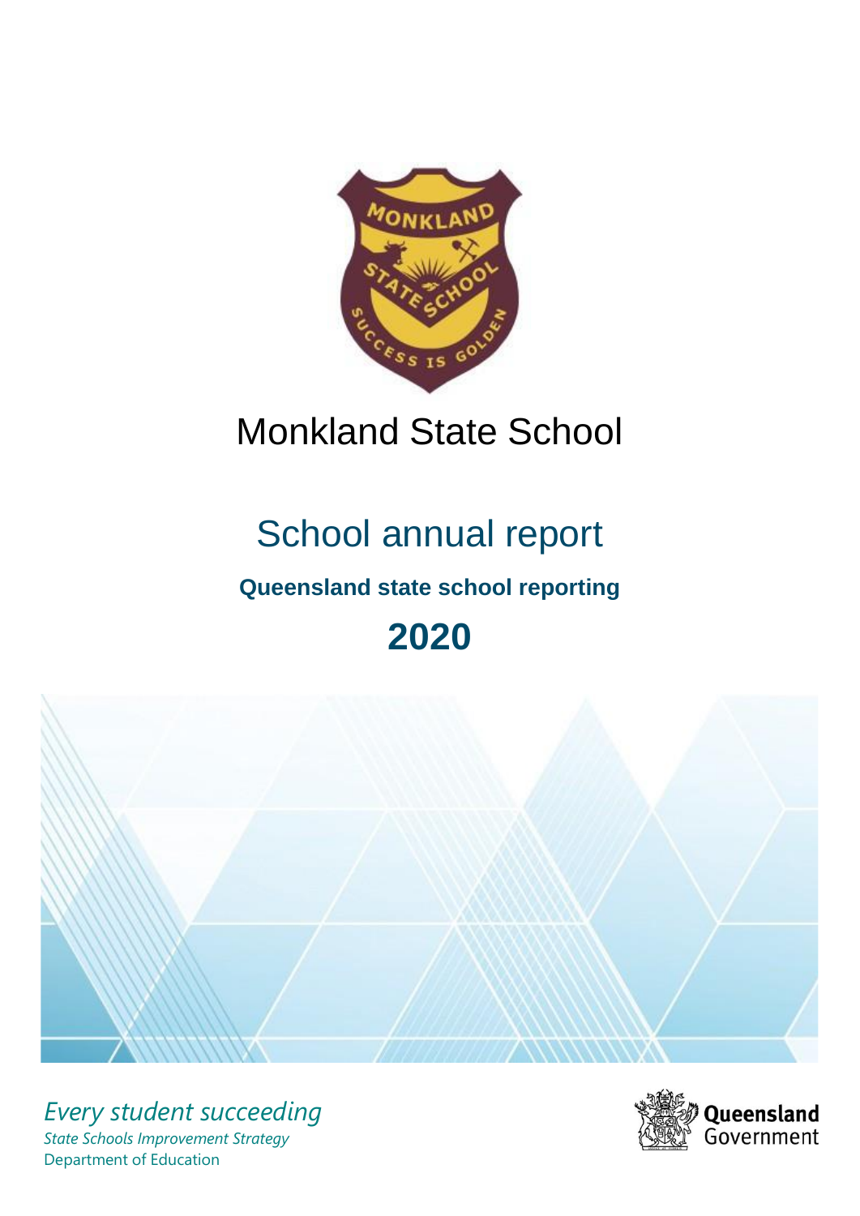# Monkland State School

## School annual report

**Queensland state school reporting**

**2020**

*Every student succeeding*

*State Schools Improvement Strategy*

Department of Education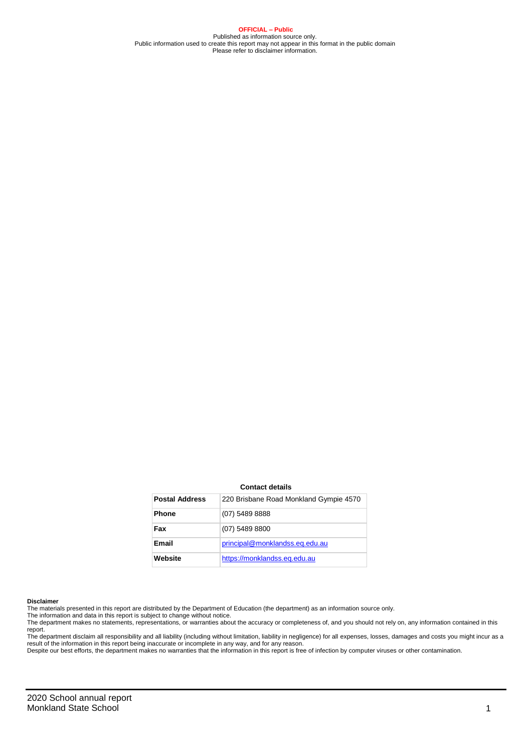**OFFICIAL – Public**
Published as information source only.
Public information used to create this report may not appear in this format in the public domain
Please refer to disclaimer information.

**Contact details**

| | |
|---|---|
| **Postal Address** | 220 Brisbane Road Monkland Gympie 4570 |
| **Phone** | (07) 5489 8888 |
| **Fax** | (07) 5489 8800 |
| **Email** | principal@monklandss.eq.edu.au |
| **Website** | https://monklandss.eq.edu.au |

**Disclaimer**

The materials presented in this report are distributed by the Department of Education (the department) as an information source only.

The information and data in this report is subject to change without notice.

The department makes no statements, representations, or warranties about the accuracy or completeness of, and you should not rely on, any information contained in this report.

The department disclaim all responsibility and all liability (including without limitation, liability in negligence) for all expenses, losses, damages and costs you might incur as a result of the information in this report being inaccurate or incomplete in any way, and for any reason.

Despite our best efforts, the department makes no warranties that the information in this report is free of infection by computer viruses or other contamination.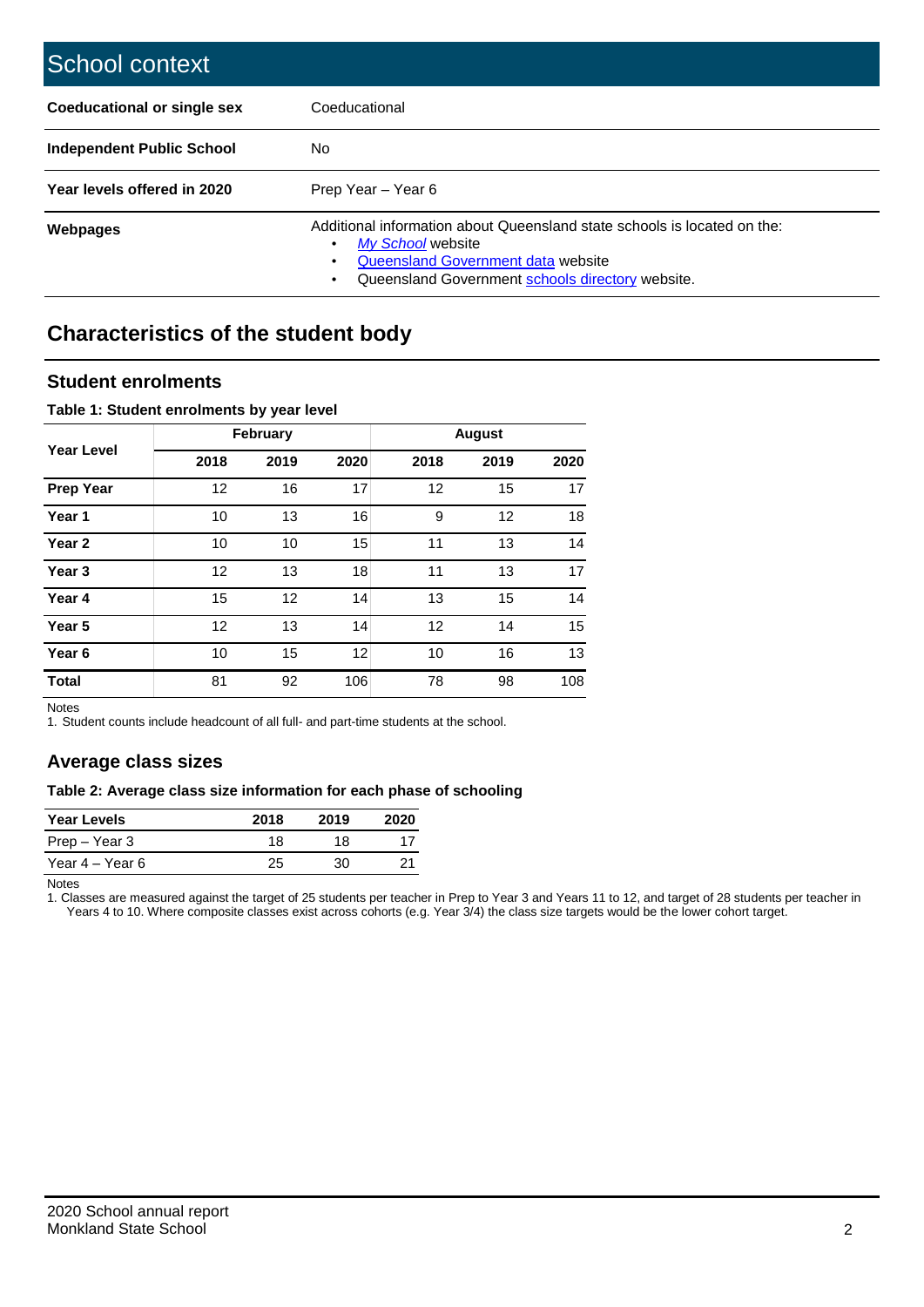# School context

| | |
|---|---|
| **Coeducational or single sex** | Coeducational |
| **Independent Public School** | No |
| **Year levels offered in 2020** | Prep Year – Year 6 |
| **Webpages** | Additional information about Queensland state schools is located on the: <br>• *My School* website <br>• Queensland Government data website <br>• Queensland Government schools directory website. |

## Characteristics of the student body

### Student enrolments

**Table 1: Student enrolments by year level**

| Year Level | February | | | August | | |
|---|---|---|---|---|---|---|
| | 2018 | 2019 | 2020 | 2018 | 2019 | 2020 |
| **Prep Year** | 12 | 16 | 17 | 12 | 15 | 17 |
| **Year 1** | 10 | 13 | 16 | 9 | 12 | 18 |
| **Year 2** | 10 | 10 | 15 | 11 | 13 | 14 |
| **Year 3** | 12 | 13 | 18 | 11 | 13 | 17 |
| **Year 4** | 15 | 12 | 14 | 13 | 15 | 14 |
| **Year 5** | 12 | 13 | 14 | 12 | 14 | 15 |
| **Year 6** | 10 | 15 | 12 | 10 | 16 | 13 |
| **Total** | 81 | 92 | 106 | 78 | 98 | 108 |

Notes

1. Student counts include headcount of all full- and part-time students at the school.

### Average class sizes

**Table 2: Average class size information for each phase of schooling**

| Year Levels | 2018 | 2019 | 2020 |
|---|---|---|---|
| Prep – Year 3 | 18 | 18 | 17 |
| Year 4 – Year 6 | 25 | 30 | 21 |

Notes

1. Classes are measured against the target of 25 students per teacher in Prep to Year 3 and Years 11 to 12, and target of 28 students per teacher in Years 4 to 10. Where composite classes exist across cohorts (e.g. Year 3/4) the class size targets would be the lower cohort target.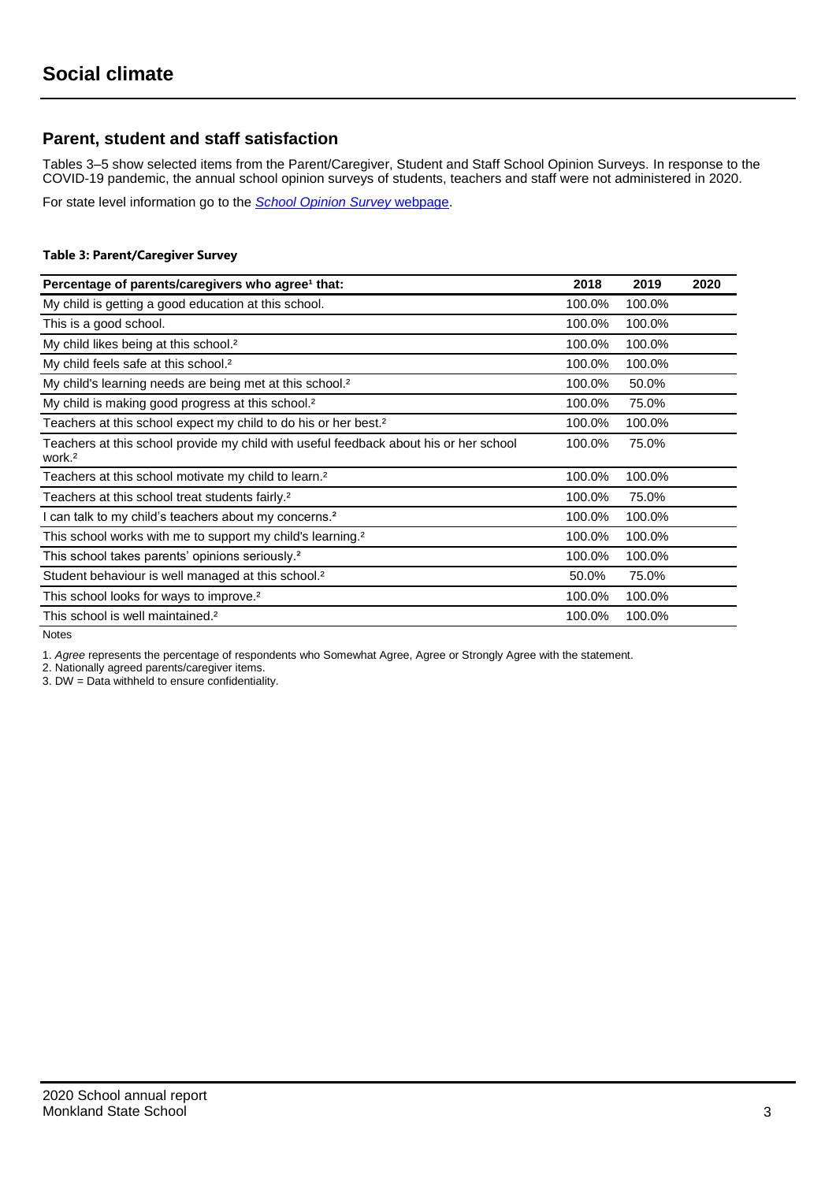# Social climate

## Parent, student and staff satisfaction

Tables 3–5 show selected items from the Parent/Caregiver, Student and Staff School Opinion Surveys. In response to the COVID-19 pandemic, the annual school opinion surveys of students, teachers and staff were not administered in 2020.

For state level information go to the *School Opinion Survey* webpage.

**Table 3: Parent/Caregiver Survey**

| Percentage of parents/caregivers who agree[1] that: | 2018 | 2019 | 2020 |
|---|---|---|---|
| My child is getting a good education at this school. | 100.0% | 100.0% | |
| This is a good school. | 100.0% | 100.0% | |
| My child likes being at this school.[2] | 100.0% | 100.0% | |
| My child feels safe at this school.[2] | 100.0% | 100.0% | |
| My child's learning needs are being met at this school.[2] | 100.0% | 50.0% | |
| My child is making good progress at this school.[2] | 100.0% | 75.0% | |
| Teachers at this school expect my child to do his or her best.[2] | 100.0% | 100.0% | |
| Teachers at this school provide my child with useful feedback about his or her school work.[2] | 100.0% | 75.0% | |
| Teachers at this school motivate my child to learn.[2] | 100.0% | 100.0% | |
| Teachers at this school treat students fairly.[2] | 100.0% | 75.0% | |
| I can talk to my child's teachers about my concerns.[2] | 100.0% | 100.0% | |
| This school works with me to support my child's learning.[2] | 100.0% | 100.0% | |
| This school takes parents' opinions seriously.[2] | 100.0% | 100.0% | |
| Student behaviour is well managed at this school.[2] | 50.0% | 75.0% | |
| This school looks for ways to improve.[2] | 100.0% | 100.0% | |
| This school is well maintained.[2] | 100.0% | 100.0% | |

Notes

1. *Agree* represents the percentage of respondents who Somewhat Agree, Agree or Strongly Agree with the statement.
2. Nationally agreed parents/caregiver items.
3. DW = Data withheld to ensure confidentiality.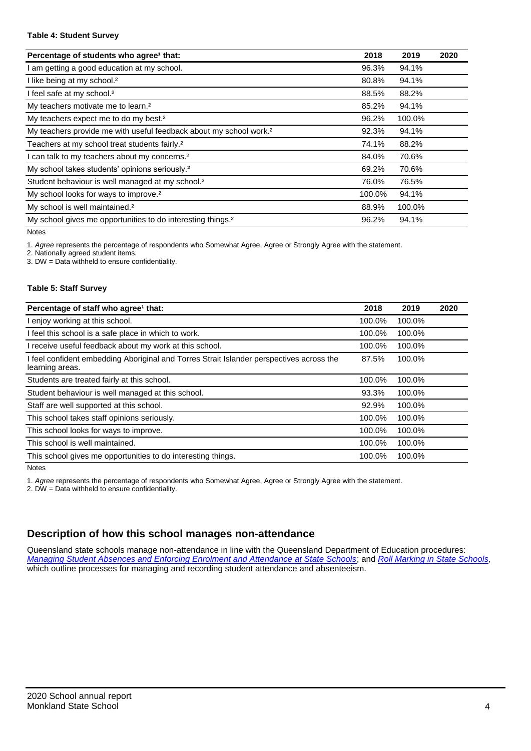#### Table 4: Student Survey

| Percentage of students who agree[1] that: | 2018 | 2019 | 2020 |
|---|---|---|---|
| I am getting a good education at my school. | 96.3% | 94.1% | |
| I like being at my school.[2] | 80.8% | 94.1% | |
| I feel safe at my school.[2] | 88.5% | 88.2% | |
| My teachers motivate me to learn.[2] | 85.2% | 94.1% | |
| My teachers expect me to do my best.[2] | 96.2% | 100.0% | |
| My teachers provide me with useful feedback about my school work.[2] | 92.3% | 94.1% | |
| Teachers at my school treat students fairly.[2] | 74.1% | 88.2% | |
| I can talk to my teachers about my concerns.[2] | 84.0% | 70.6% | |
| My school takes students' opinions seriously.[2] | 69.2% | 70.6% | |
| Student behaviour is well managed at my school.[2] | 76.0% | 76.5% | |
| My school looks for ways to improve.[2] | 100.0% | 94.1% | |
| My school is well maintained.[2] | 88.9% | 100.0% | |
| My school gives me opportunities to do interesting things.[2] | 96.2% | 94.1% | |

Notes

1. *Agree* represents the percentage of respondents who Somewhat Agree, Agree or Strongly Agree with the statement.
2. Nationally agreed student items.
3. DW = Data withheld to ensure confidentiality.

#### Table 5: Staff Survey

| Percentage of staff who agree[1] that: | 2018 | 2019 | 2020 |
|---|---|---|---|
| I enjoy working at this school. | 100.0% | 100.0% | |
| I feel this school is a safe place in which to work. | 100.0% | 100.0% | |
| I receive useful feedback about my work at this school. | 100.0% | 100.0% | |
| I feel confident embedding Aboriginal and Torres Strait Islander perspectives across the learning areas. | 87.5% | 100.0% | |
| Students are treated fairly at this school. | 100.0% | 100.0% | |
| Student behaviour is well managed at this school. | 93.3% | 100.0% | |
| Staff are well supported at this school. | 92.9% | 100.0% | |
| This school takes staff opinions seriously. | 100.0% | 100.0% | |
| This school looks for ways to improve. | 100.0% | 100.0% | |
| This school is well maintained. | 100.0% | 100.0% | |
| This school gives me opportunities to do interesting things. | 100.0% | 100.0% | |

Notes

1. *Agree* represents the percentage of respondents who Somewhat Agree, Agree or Strongly Agree with the statement.
2. DW = Data withheld to ensure confidentiality.

## Description of how this school manages non-attendance

Queensland state schools manage non-attendance in line with the Queensland Department of Education procedures: *Managing Student Absences and Enforcing Enrolment and Attendance at State Schools*; and *Roll Marking in State Schools*, which outline processes for managing and recording student attendance and absenteeism.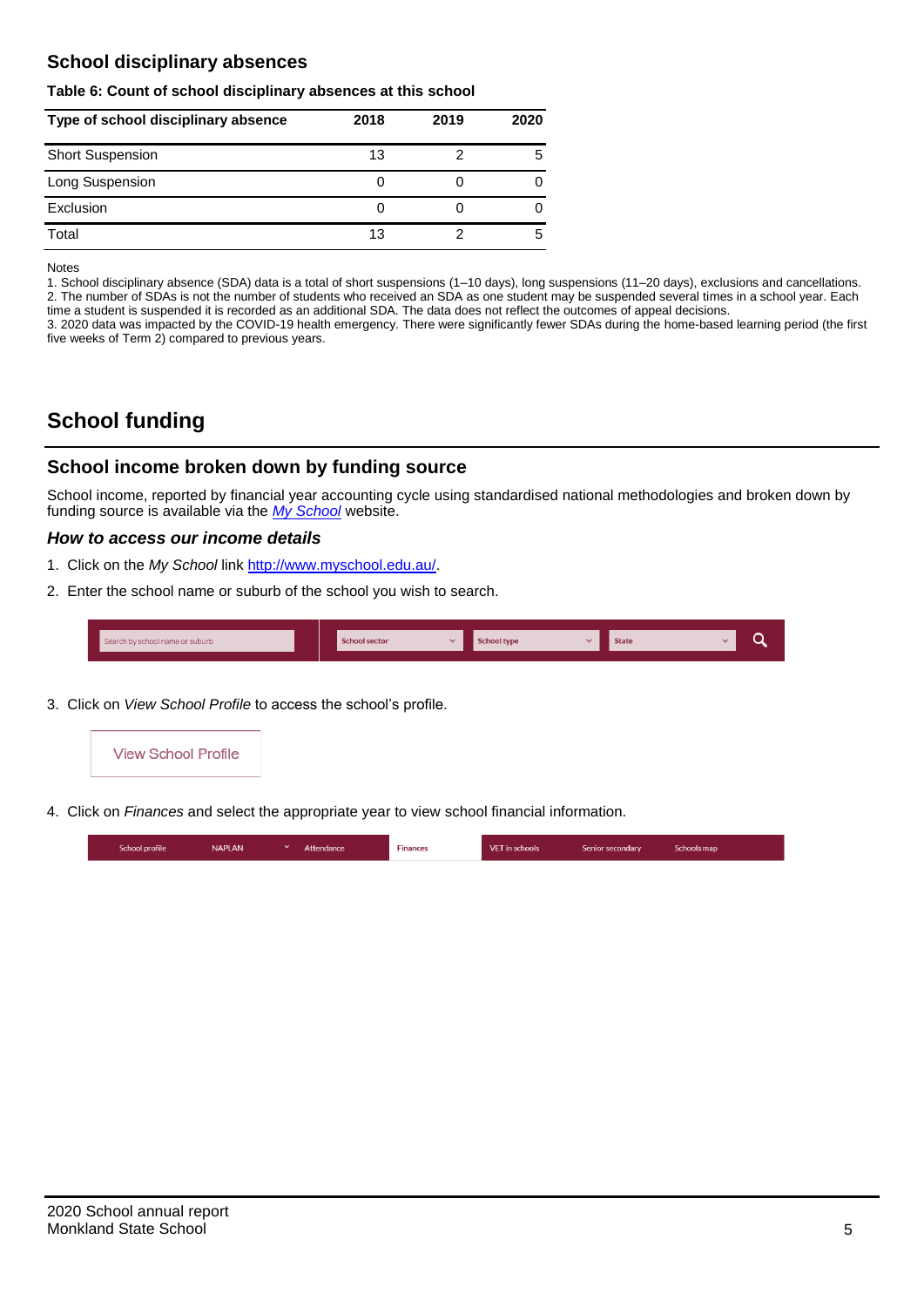## School disciplinary absences

**Table 6: Count of school disciplinary absences at this school**

| Type of school disciplinary absence | 2018 | 2019 | 2020 |
|---|---|---|---|
| Short Suspension | 13 | 2 | 5 |
| Long Suspension | 0 | 0 | 0 |
| Exclusion | 0 | 0 | 0 |
| Total | 13 | 2 | 5 |

Notes

1. School disciplinary absence (SDA) data is a total of short suspensions (1–10 days), long suspensions (11–20 days), exclusions and cancellations.
2. The number of SDAs is not the number of students who received an SDA as one student may be suspended several times in a school year. Each time a student is suspended it is recorded as an additional SDA. The data does not reflect the outcomes of appeal decisions.
3. 2020 data was impacted by the COVID-19 health emergency. There were significantly fewer SDAs during the home-based learning period (the first five weeks of Term 2) compared to previous years.

# School funding

## School income broken down by funding source

School income, reported by financial year accounting cycle using standardised national methodologies and broken down by funding source is available via the *My School* website.

### *How to access our income details*

1. Click on the *My School* link http://www.myschool.edu.au/.
2. Enter the school name or suburb of the school you wish to search.

Search by school name or suburb | School sector | School type | State

3. Click on *View School Profile* to access the school's profile.

View School Profile

4. Click on *Finances* and select the appropriate year to view school financial information.

School profile | NAPLAN | Attendance | Finances | VET in schools | Senior secondary | Schools map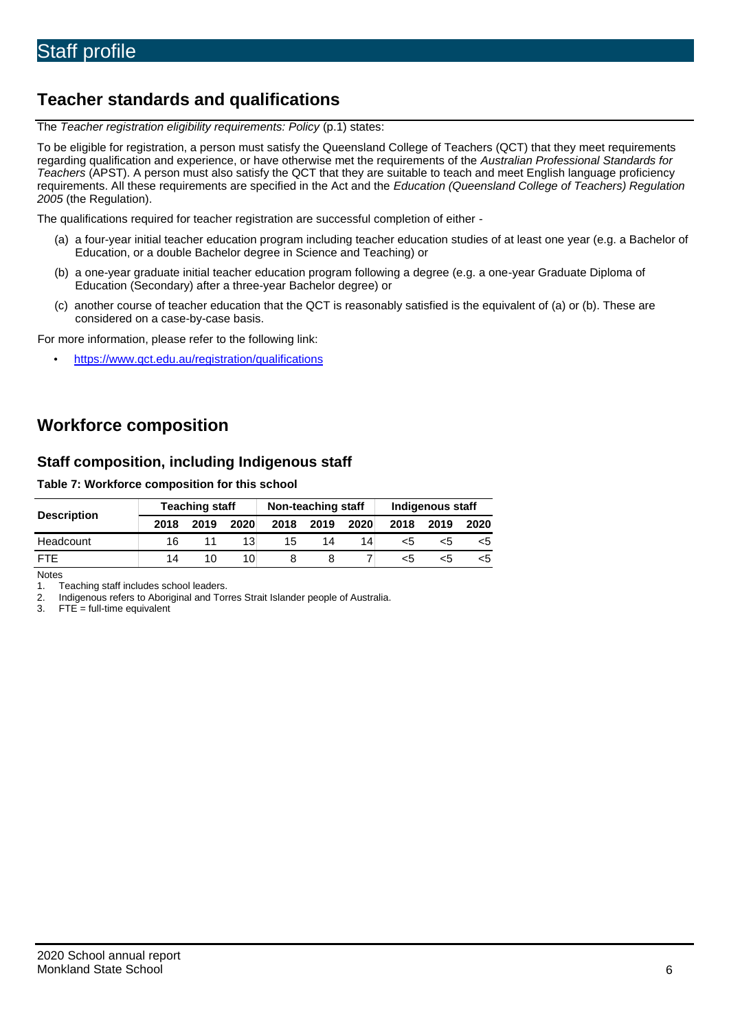# Staff profile

## Teacher standards and qualifications

The *Teacher registration eligibility requirements: Policy* (p.1) states:

To be eligible for registration, a person must satisfy the Queensland College of Teachers (QCT) that they meet requirements regarding qualification and experience, or have otherwise met the requirements of the *Australian Professional Standards for Teachers* (APST). A person must also satisfy the QCT that they are suitable to teach and meet English language proficiency requirements. All these requirements are specified in the Act and the *Education (Queensland College of Teachers) Regulation 2005* (the Regulation).

The qualifications required for teacher registration are successful completion of either -

(a) a four-year initial teacher education program including teacher education studies of at least one year (e.g. a Bachelor of Education, or a double Bachelor degree in Science and Teaching) or

(b) a one-year graduate initial teacher education program following a degree (e.g. a one-year Graduate Diploma of Education (Secondary) after a three-year Bachelor degree) or

(c) another course of teacher education that the QCT is reasonably satisfied is the equivalent of (a) or (b). These are considered on a case-by-case basis.

For more information, please refer to the following link:

- https://www.qct.edu.au/registration/qualifications

## Workforce composition

### Staff composition, including Indigenous staff

**Table 7: Workforce composition for this school**

| Description | Teaching staff | | | Non-teaching staff | | | Indigenous staff | | |
|---|---|---|---|---|---|---|---|---|---|
| | 2018 | 2019 | 2020 | 2018 | 2019 | 2020 | 2018 | 2019 | 2020 |
| Headcount | 16 | 11 | 13 | 15 | 14 | 14 | <5 | <5 | <5 |
| FTE | 14 | 10 | 10 | 8 | 8 | 7 | <5 | <5 | <5 |

Notes

1. Teaching staff includes school leaders.
2. Indigenous refers to Aboriginal and Torres Strait Islander people of Australia.
3. FTE = full-time equivalent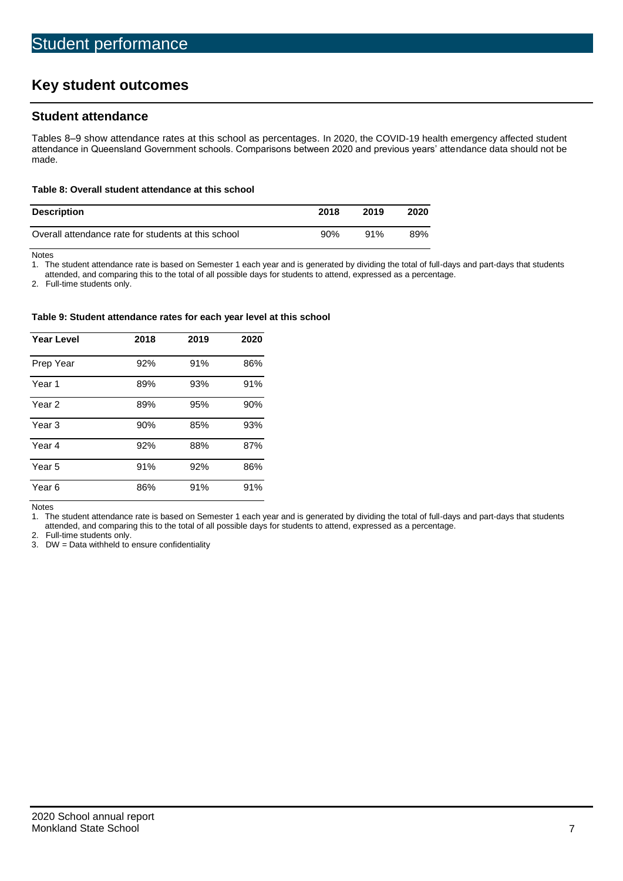# Student performance

## Key student outcomes

### Student attendance

Tables 8–9 show attendance rates at this school as percentages. In 2020, the COVID-19 health emergency affected student attendance in Queensland Government schools. Comparisons between 2020 and previous years' attendance data should not be made.

**Table 8: Overall student attendance at this school**

| Description | 2018 | 2019 | 2020 |
|---|---|---|---|
| Overall attendance rate for students at this school | 90% | 91% | 89% |

Notes

1. The student attendance rate is based on Semester 1 each year and is generated by dividing the total of full-days and part-days that students attended, and comparing this to the total of all possible days for students to attend, expressed as a percentage.
2. Full-time students only.

**Table 9: Student attendance rates for each year level at this school**

| Year Level | 2018 | 2019 | 2020 |
|---|---|---|---|
| Prep Year | 92% | 91% | 86% |
| Year 1 | 89% | 93% | 91% |
| Year 2 | 89% | 95% | 90% |
| Year 3 | 90% | 85% | 93% |
| Year 4 | 92% | 88% | 87% |
| Year 5 | 91% | 92% | 86% |
| Year 6 | 86% | 91% | 91% |

Notes

1. The student attendance rate is based on Semester 1 each year and is generated by dividing the total of full-days and part-days that students attended, and comparing this to the total of all possible days for students to attend, expressed as a percentage.
2. Full-time students only.
3. DW = Data withheld to ensure confidentiality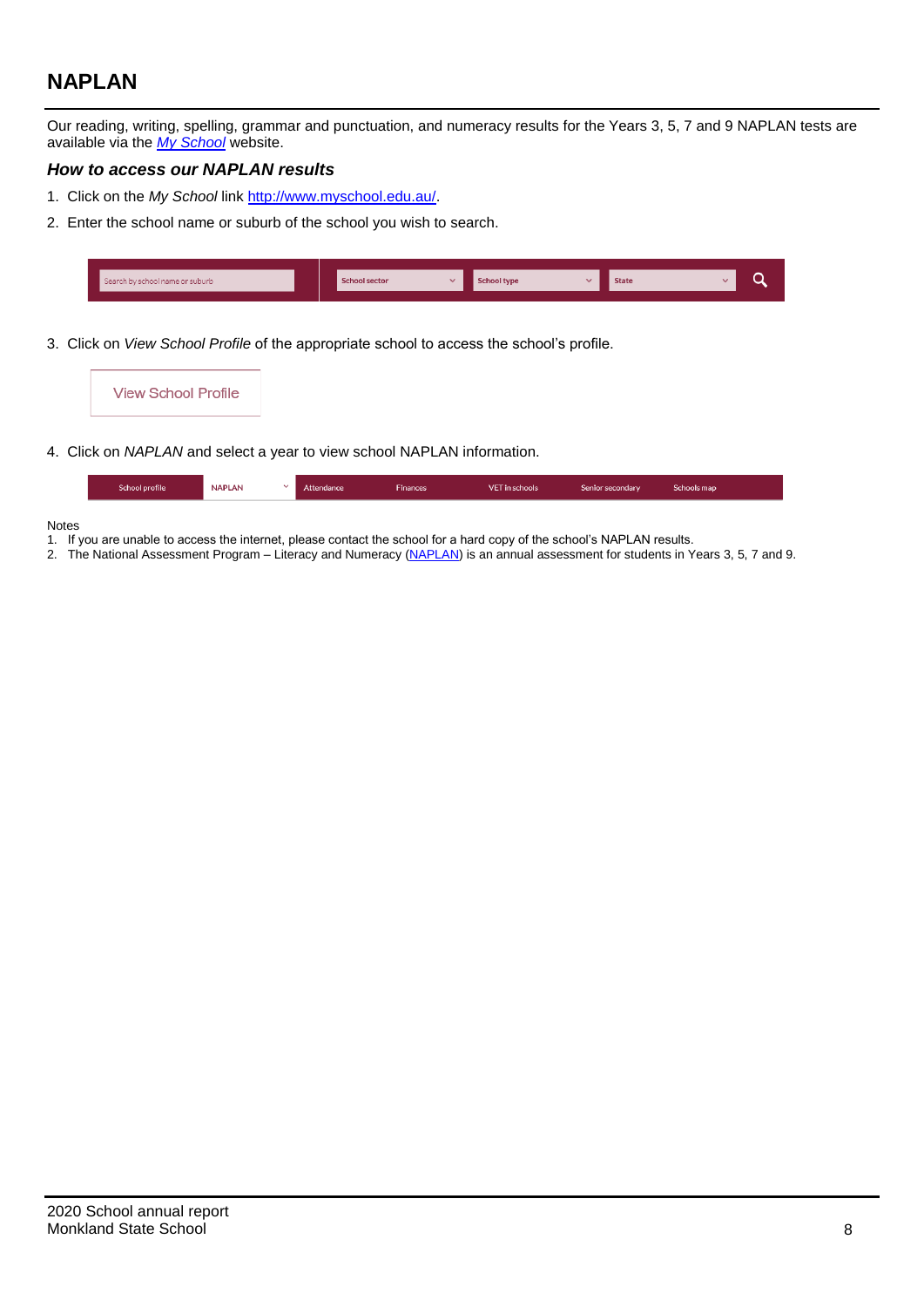## NAPLAN

Our reading, writing, spelling, grammar and punctuation, and numeracy results for the Years 3, 5, 7 and 9 NAPLAN tests are available via the *My School* website.

### *How to access our NAPLAN results*

1. Click on the *My School* link http://www.myschool.edu.au/.
2. Enter the school name or suburb of the school you wish to search.

Search by school name or suburb | School sector | School type | State

3. Click on *View School Profile* of the appropriate school to access the school's profile.

View School Profile

4. Click on *NAPLAN* and select a year to view school NAPLAN information.

School profile | NAPLAN | Attendance | Finances | VET in schools | Senior secondary | Schools map

Notes

1. If you are unable to access the internet, please contact the school for a hard copy of the school's NAPLAN results.
2. The National Assessment Program – Literacy and Numeracy (NAPLAN) is an annual assessment for students in Years 3, 5, 7 and 9.